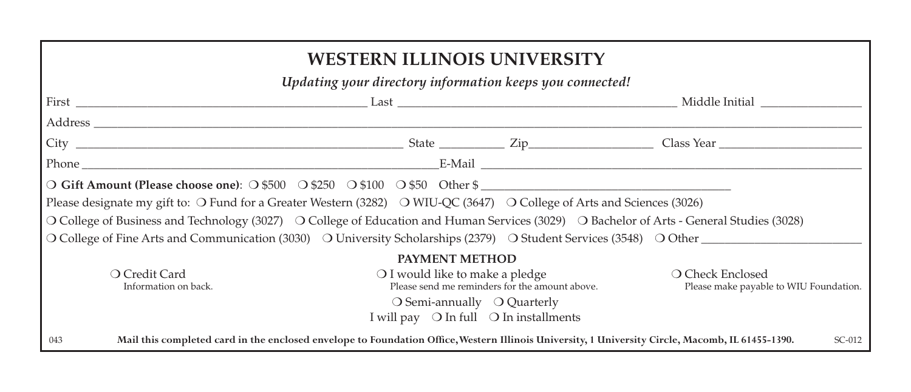# WESTERN ILLINOIS UNIVERSITY

*Updating your directory information keeps you connected!*

First ______________________ Last ______________________ Middle Initial ______________

Address ______________________________________________

City ______________________ State __________ Zip__________________ Class Year ______________

Phone ______________________ E-Mail ______________________

❍ **Gift Amount (Please choose one)**: ❍ $500 ❍ $250 ❍ $100 ❍ $50 Other $ ______________________

Please designate my gift to: ❍ Fund for a Greater Western (3282) ❍ WIU-QC (3647) ❍ College of Arts and Sciences (3026)

❍ College of Business and Technology (3027) ❍ College of Education and Human Services (3029) ❍ Bachelor of Arts - General Studies (3028)

❍ College of Fine Arts and Communication (3030) ❍ University Scholarships (2379) ❍ Student Services (3548) ❍ Other ______________________

**PAYMENT METHOD**

❍ Credit Card
Information on back.

❍ I would like to make a pledge
Please send me reminders for the amount above.

❍ Semi-annually ❍ Quarterly

I will pay ❍ In full ❍ In installments

❍ Check Enclosed
Please make payable to WIU Foundation.

043 **Mail this completed card in the enclosed envelope to Foundation Office, Western Illinois University, 1 University Circle, Macomb, IL 61455-1390.** SC-012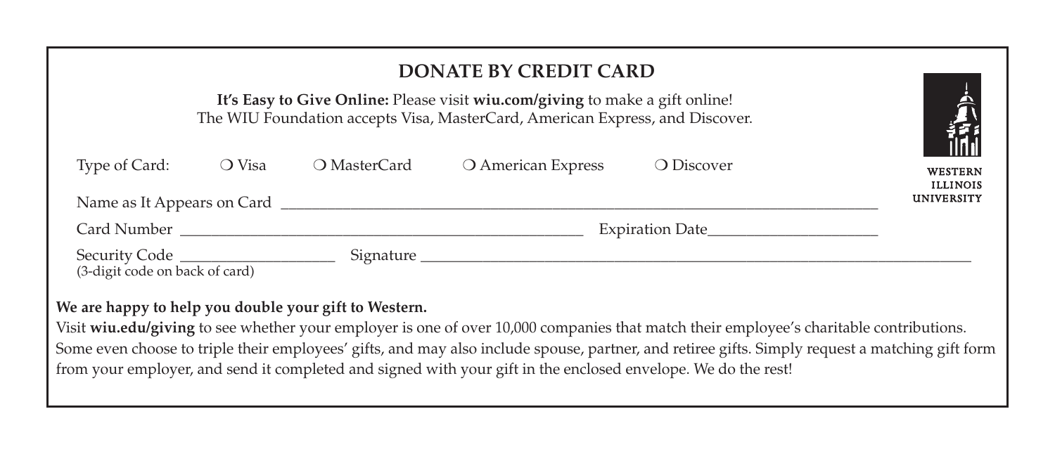## DONATE BY CREDIT CARD

**It's Easy to Give Online:** Please visit **wiu.com/giving** to make a gift online!
The WIU Foundation accepts Visa, MasterCard, American Express, and Discover.

WESTERN ILLINOIS UNIVERSITY

Type of Card: ❍ Visa ❍ MasterCard ❍ American Express ❍ Discover

Name as It Appears on Card ____________________________________________

Card Number ______________________________ Expiration Date____________________

Security Code __________________ Signature ____________________________________________
(3-digit code on back of card)

**We are happy to help you double your gift to Western.**

Visit **wiu.edu/giving** to see whether your employer is one of over 10,000 companies that match their employee's charitable contributions. Some even choose to triple their employees' gifts, and may also include spouse, partner, and retiree gifts. Simply request a matching gift form from your employer, and send it completed and signed with your gift in the enclosed envelope. We do the rest!